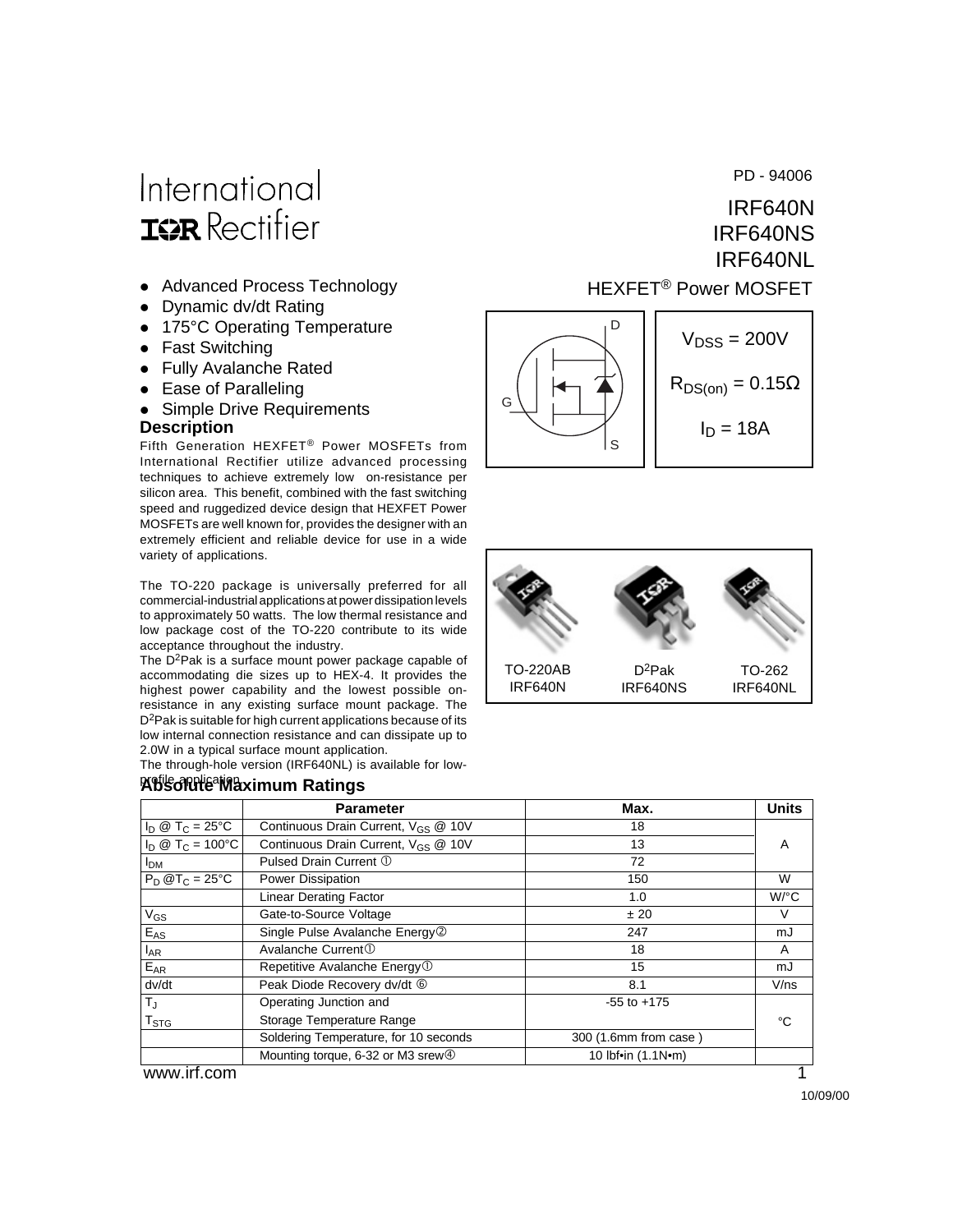International Rectifier

PD - 94006

# IRF640N
# IRF640NS
# IRF640NL

HEXFET® Power MOSFET

- Advanced Process Technology
- Dynamic dv/dt Rating
- 175°C Operating Temperature
- Fast Switching
- Fully Avalanche Rated
- Ease of Paralleling
- Simple Drive Requirements

$V_{DSS}$ = 200V

$R_{DS(on)}$ = 0.15Ω

$I_D$ = 18A

### Description

Fifth Generation HEXFET® Power MOSFETs from International Rectifier utilize advanced processing techniques to achieve extremely low on-resistance per silicon area. This benefit, combined with the fast switching speed and ruggedized device design that HEXFET Power MOSFETs are well known for, provides the designer with an extremely efficient and reliable device for use in a wide variety of applications.

The TO-220 package is universally preferred for all commercial-industrial applications at power dissipation levels to approximately 50 watts. The low thermal resistance and low package cost of the TO-220 contribute to its wide acceptance throughout the industry.

The $D^2$Pak is a surface mount power package capable of accommodating die sizes up to HEX-4. It provides the highest power capability and the lowest possible on-resistance in any existing surface mount package. The $D^2$Pak is suitable for high current applications because of its low internal connection resistance and can dissipate up to 2.0W in a typical surface mount application.

The through-hole version (IRF640NL) is available for low-profile application.

TO-220AB IRF640N | $D^2$Pak IRF640NS | TO-262 IRF640NL

### Absolute Maximum Ratings

| | Parameter | Max. | Units |
|---|---|---|---|
| $I_D$ @ $T_C$ = 25°C | Continuous Drain Current, $V_{GS}$ @ 10V | 18 | A |
| $I_D$ @ $T_C$ = 100°C | Continuous Drain Current, $V_{GS}$ @ 10V | 13 | |
| $I_{DM}$ | Pulsed Drain Current ① | 72 | |
| $P_D$ @$T_C$ = 25°C | Power Dissipation | 150 | W |
| | Linear Derating Factor | 1.0 | W/°C |
| $V_{GS}$ | Gate-to-Source Voltage | ± 20 | V |
| $E_{AS}$ | Single Pulse Avalanche Energy② | 247 | mJ |
| $I_{AR}$ | Avalanche Current① | 18 | A |
| $E_{AR}$ | Repetitive Avalanche Energy① | 15 | mJ |
| dv/dt | Peak Diode Recovery dv/dt ⑥ | 8.1 | V/ns |
| $T_J$ | Operating Junction and | -55 to +175 | °C |
| $T_{STG}$ | Storage Temperature Range | | |
| | Soldering Temperature, for 10 seconds | 300 (1.6mm from case ) | |
| | Mounting torque, 6-32 or M3 srew④ | 10 lbf•in (1.1N•m) | |

www.irf.com

10/09/00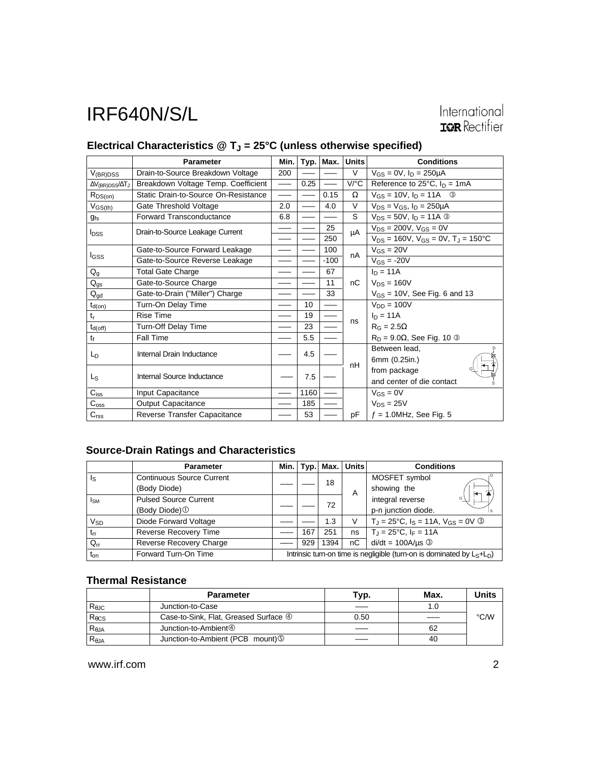## Electrical Characteristics @ $T_J$ = 25°C (unless otherwise specified)

| | Parameter | Min. | Typ. | Max. | Units | Conditions |
|---|---|---|---|---|---|---|
| $V_{(BR)DSS}$ | Drain-to-Source Breakdown Voltage | 200 | ––– | ––– | V | $V_{GS}$ = 0V, $I_D$ = 250μA |
| $\Delta V_{(BR)DSS}/\Delta T_J$ | Breakdown Voltage Temp. Coefficient | ––– | 0.25 | ––– | V/°C | Reference to 25°C, $I_D$ = 1mA |
| $R_{DS(on)}$ | Static Drain-to-Source On-Resistance | ––– | ––– | 0.15 | Ω | $V_{GS}$ = 10V, $I_D$ = 11A ③ |
| $V_{GS(th)}$ | Gate Threshold Voltage | 2.0 | ––– | 4.0 | V | $V_{DS}$ = $V_{GS}$, $I_D$ = 250μA |
| $g_{fs}$ | Forward Transconductance | 6.8 | ––– | ––– | S | $V_{DS}$ = 50V, $I_D$ = 11A ③ |
| $I_{DSS}$ | Drain-to-Source Leakage Current | ––– | ––– | 25 | μA | $V_{DS}$ = 200V, $V_{GS}$ = 0V |
| | | ––– | ––– | 250 | | $V_{DS}$ = 160V, $V_{GS}$ = 0V, $T_J$ = 150°C |
| $I_{GSS}$ | Gate-to-Source Forward Leakage | ––– | ––– | 100 | nA | $V_{GS}$ = 20V |
| | Gate-to-Source Reverse Leakage | ––– | ––– | -100 | | $V_{GS}$ = -20V |
| $Q_g$ | Total Gate Charge | ––– | ––– | 67 | nC | $I_D$ = 11A |
| $Q_{gs}$ | Gate-to-Source Charge | ––– | ––– | 11 | | $V_{DS}$ = 160V |
| $Q_{gd}$ | Gate-to-Drain ("Miller") Charge | ––– | ––– | 33 | | $V_{GS}$ = 10V, See Fig. 6 and 13 |
| $t_{d(on)}$ | Turn-On Delay Time | ––– | 10 | ––– | ns | $V_{DD}$ = 100V |
| $t_r$ | Rise Time | ––– | 19 | ––– | | $I_D$ = 11A |
| $t_{d(off)}$ | Turn-Off Delay Time | ––– | 23 | ––– | | $R_G$ = 2.5Ω |
| $t_f$ | Fall Time | ––– | 5.5 | ––– | | $R_D$ = 9.0Ω, See Fig. 10 ③ |
| $L_D$ | Internal Drain Inductance | ––– | 4.5 | ––– | nH | Between lead, 6mm (0.25in.) |
| $L_S$ | Internal Source Inductance | ––– | 7.5 | ––– | | from package and center of die contact |
| $C_{iss}$ | Input Capacitance | ––– | 1160 | ––– | pF | $V_{GS}$ = 0V |
| $C_{oss}$ | Output Capacitance | ––– | 185 | ––– | | $V_{DS}$ = 25V |
| $C_{rss}$ | Reverse Transfer Capacitance | ––– | 53 | ––– | | $f$ = 1.0MHz, See Fig. 5 |

## Source-Drain Ratings and Characteristics

| | Parameter | Min. | Typ. | Max. | Units | Conditions |
|---|---|---|---|---|---|---|
| $I_S$ | Continuous Source Current (Body Diode) | ––– | ––– | 18 | A | MOSFET symbol showing the |
| $I_{SM}$ | Pulsed Source Current (Body Diode) ① | ––– | ––– | 72 | | integral reverse p-n junction diode. |
| $V_{SD}$ | Diode Forward Voltage | ––– | ––– | 1.3 | V | $T_J$ = 25°C, $I_S$ = 11A, $V_{GS}$ = 0V ③ |
| $t_{rr}$ | Reverse Recovery Time | ––– | 167 | 251 | ns | $T_J$ = 25°C, $I_F$ = 11A |
| $Q_{rr}$ | Reverse Recovery Charge | ––– | 929 | 1394 | nC | di/dt = 100A/μs ③ |
| $t_{on}$ | Forward Turn-On Time | Intrinsic turn-on time is negligible (turn-on is dominated by $L_S$+$L_D$) | | | | |

## Thermal Resistance

| | Parameter | Typ. | Max. | Units |
|---|---|---|---|---|
| $R_{\theta JC}$ | Junction-to-Case | ––– | 1.0 | °C/W |
| $R_{\theta CS}$ | Case-to-Sink, Flat, Greased Surface ④ | 0.50 | ––– | |
| $R_{\theta JA}$ | Junction-to-Ambient④ | ––– | 62 | |
| $R_{\theta JA}$ | Junction-to-Ambient (PCB mount)⑤ | ––– | 40 | |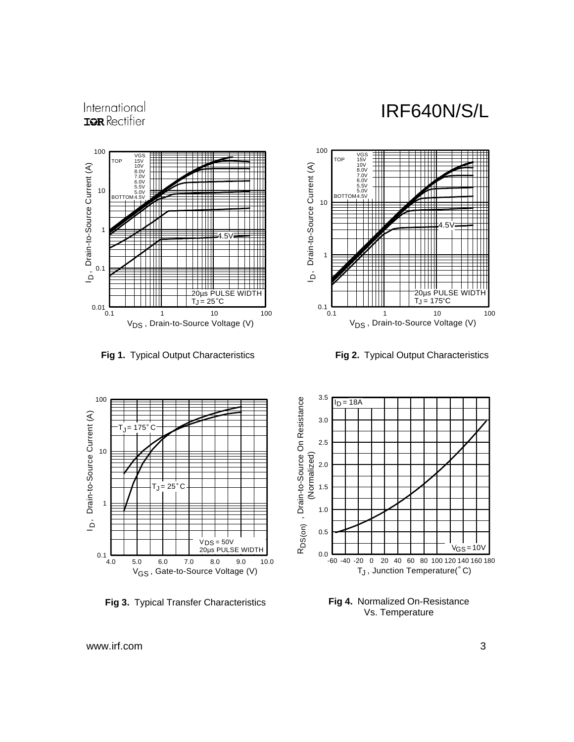**Fig 1.** Typical Output Characteristics

**Fig 2.** Typical Output Characteristics

**Fig 3.** Typical Transfer Characteristics

**Fig 4.** Normalized On-Resistance Vs. Temperature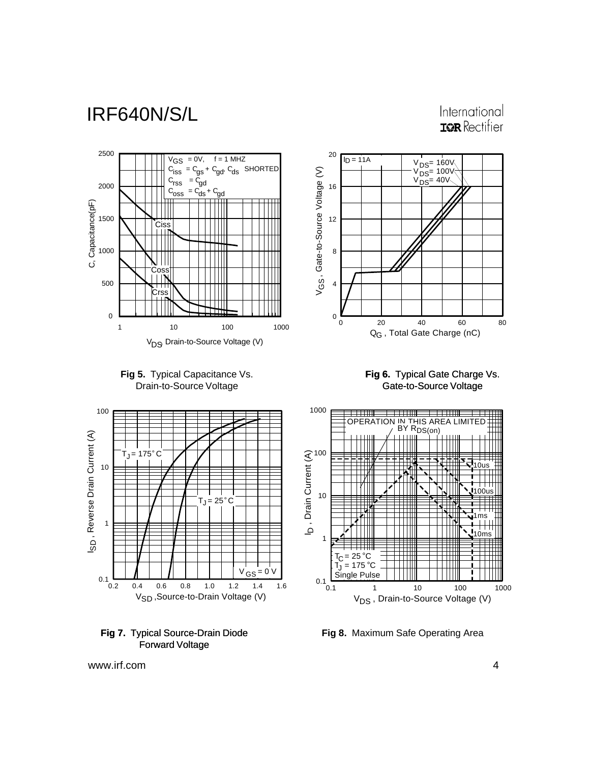**Fig 5.** Typical Capacitance Vs. Drain-to-Source Voltage

**Fig 6.** Typical Gate Charge Vs. Gate-to-Source Voltage

**Fig 7.** Typical Source-Drain Diode Forward Voltage

**Fig 8.** Maximum Safe Operating Area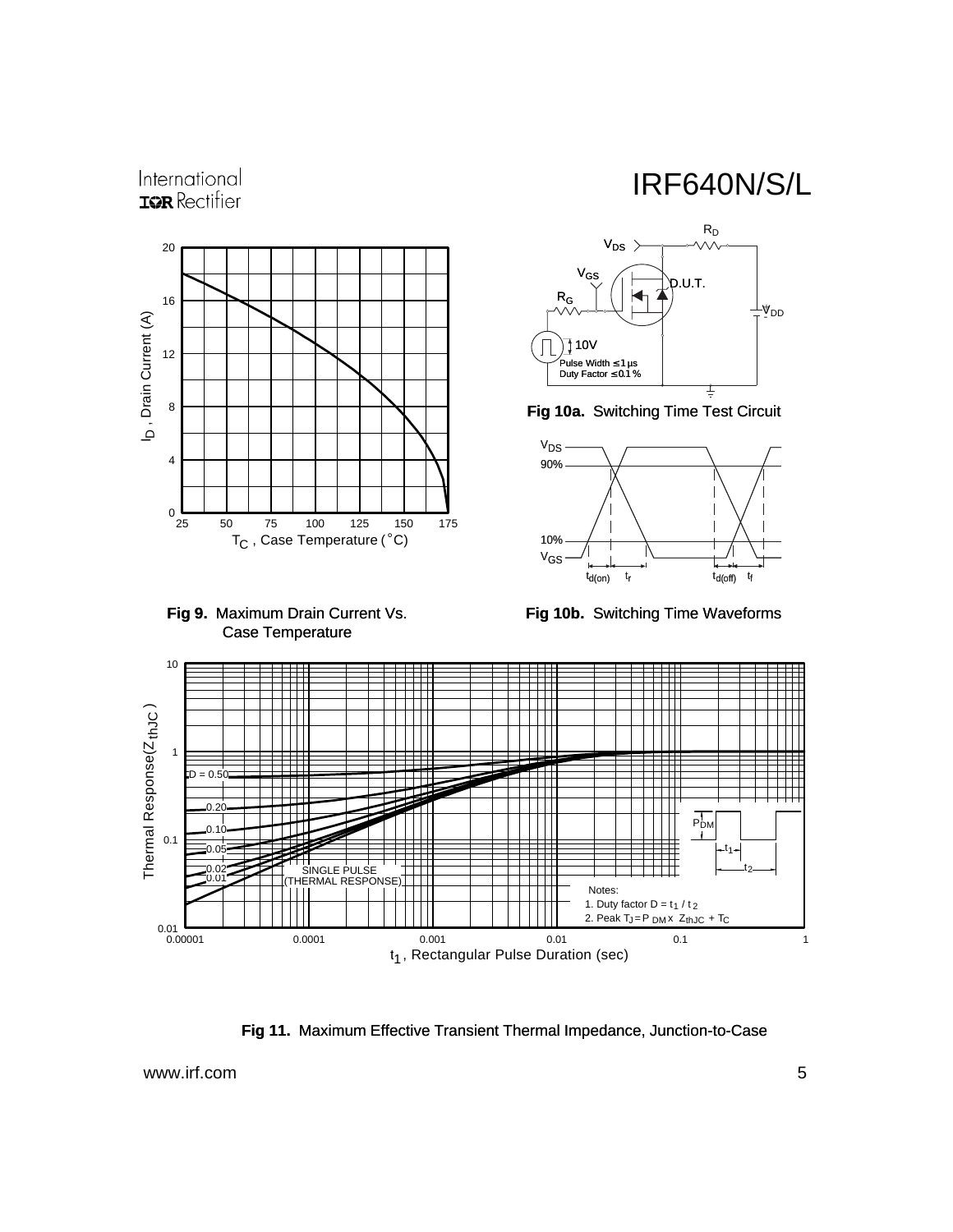**Fig 9.** Maximum Drain Current Vs. Case Temperature

**Fig 10a.** Switching Time Test Circuit

**Fig 10b.** Switching Time Waveforms

**Fig 11.** Maximum Effective Transient Thermal Impedance, Junction-to-Case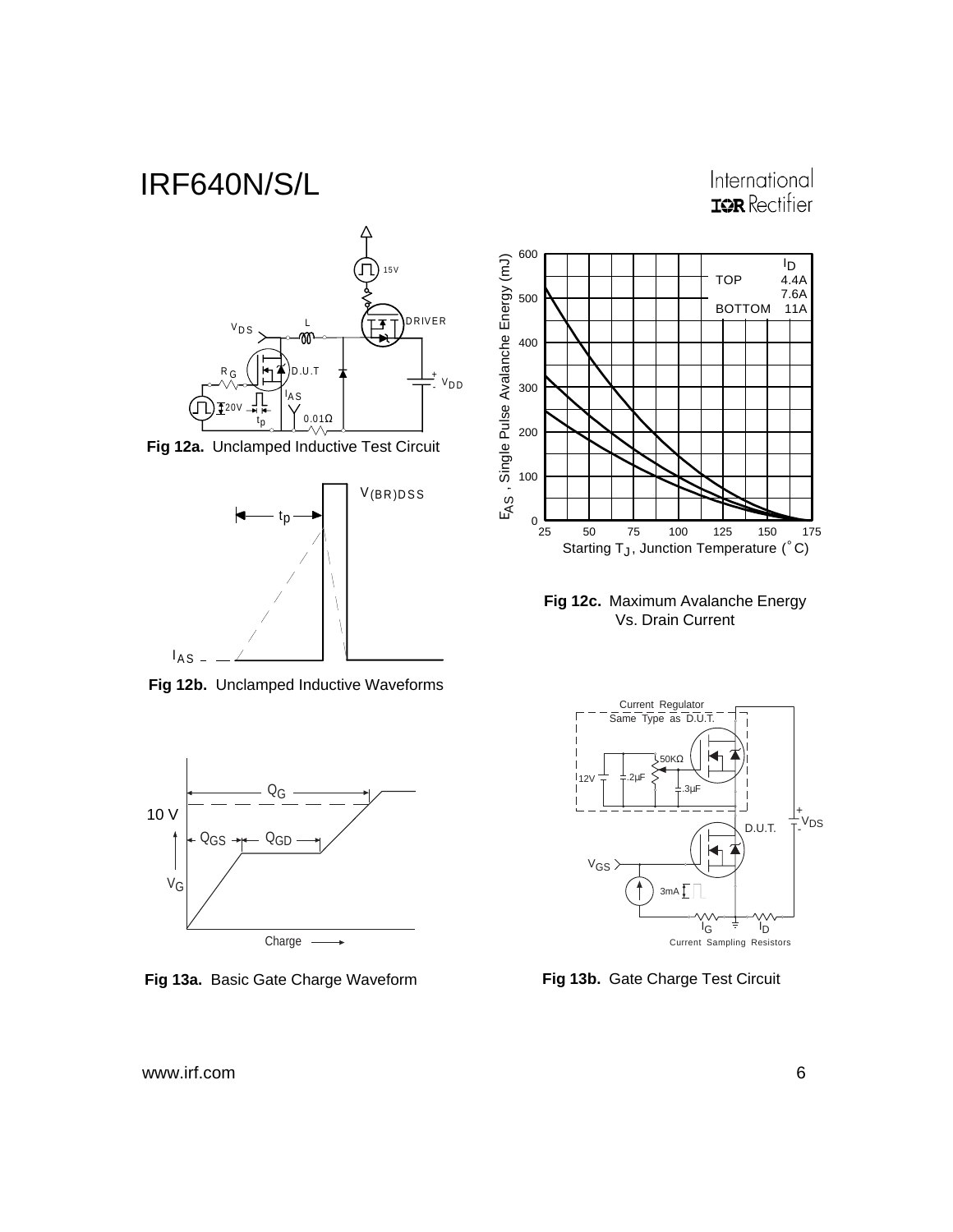Fig 12a. Unclamped Inductive Test Circuit

Fig 12b. Unclamped Inductive Waveforms

Fig 12c. Maximum Avalanche Energy Vs. Drain Current

| | $I_D$ |
|---|---|
| TOP | 4.4A |
| | 7.6A |
| BOTTOM | 11A |

Fig 13a. Basic Gate Charge Waveform

Fig 13b. Gate Charge Test Circuit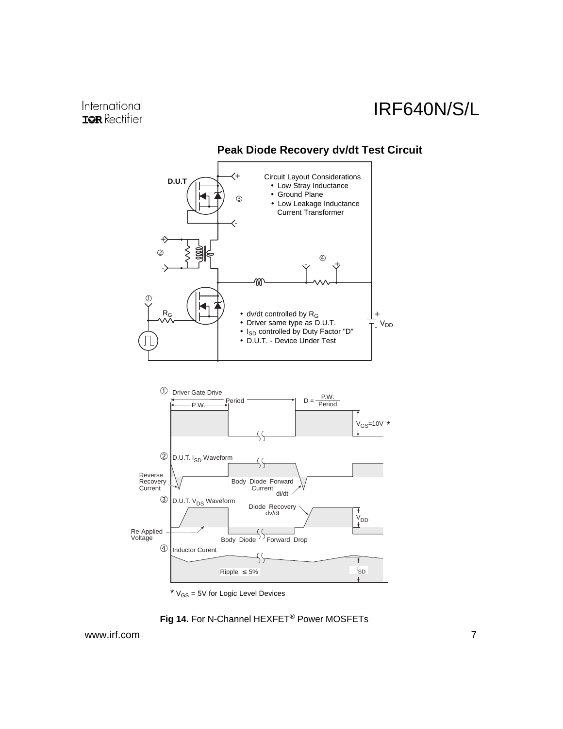## Peak Diode Recovery dv/dt Test Circuit

D.U.T

Circuit Layout Considerations
- Low Stray Inductance
- Ground Plane
- Low Leakage Inductance Current Transformer

- dv/dt controlled by $R_G$
- Driver same type as D.U.T.
- $I_{SD}$ controlled by Duty Factor "D"
- D.U.T. - Device Under Test

$R_G$

$V_{DD}$

① Driver Gate Drive

$D = \frac{P.W.}{Period}$

$V_{GS}$=10V *

② D.U.T. $I_{SD}$ Waveform

Reverse Recovery Current

Body Diode Forward Current

di/dt

③ D.U.T. $V_{DS}$ Waveform

Diode Recovery dv/dt

$V_{DD}$

Re-Applied Voltage

Body Diode Forward Drop

④ Inductor Curent

Ripple ≤ 5%

$I_{SD}$

* $V_{GS}$ = 5V for Logic Level Devices

**Fig 14.** For N-Channel HEXFET® Power MOSFETs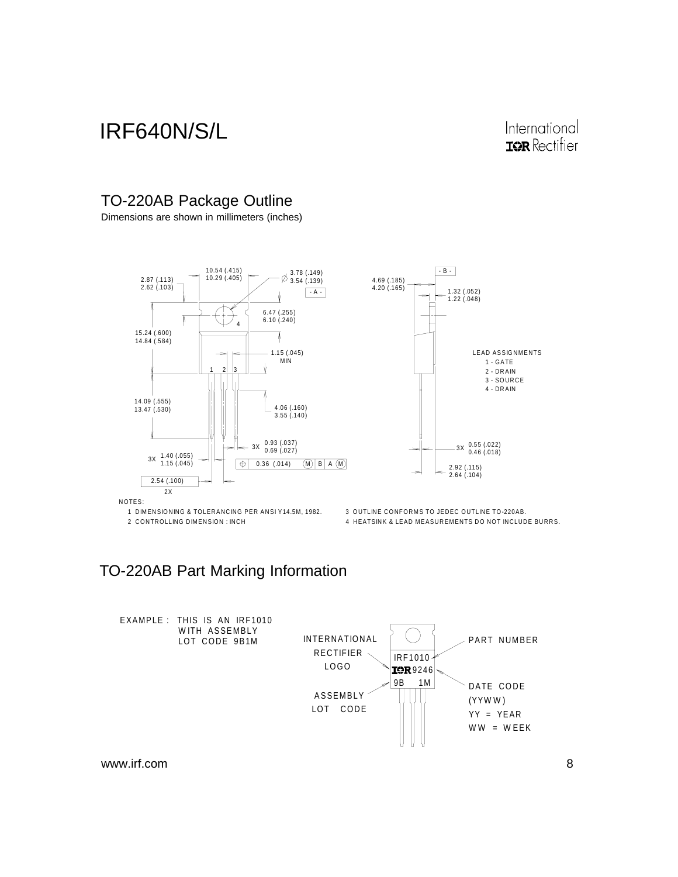## TO-220AB Package Outline

Dimensions are shown in millimeters (inches)

10.54 (.415)
10.29 (.405)

2.87 (.113)
2.62 (.103)

3.78 (.149)
3.54 (.139)

- A -

4.69 (.185)
4.20 (.165)

- B -

1.32 (.052)
1.22 (.048)

6.47 (.255)
6.10 (.240)

15.24 (.600)
14.84 (.584)

1.15 (.045)
MIN

LEAD ASSIGNMENTS
1 - GATE
2 - DRAIN
3 - SOURCE
4 - DRAIN

14.09 (.555)
13.47 (.530)

4.06 (.160)
3.55 (.140)

3X 0.93 (.037)
0.69 (.027)

3X 0.55 (.022)
0.46 (.018)

3X 1.40 (.055)
1.15 (.045)

0.36 (.014) M B A M

2.92 (.115)
2.64 (.104)

2.54 (.100)
2X

NOTES:

1 DIMENSIONING & TOLERANCING PER ANSI Y14.5M, 1982.
2 CONTROLLING DIMENSION : INCH
3 OUTLINE CONFORMS TO JEDEC OUTLINE TO-220AB.
4 HEATSINK & LEAD MEASUREMENTS DO NOT INCLUDE BURRS.

## TO-220AB Part Marking Information

EXAMPLE : THIS IS AN IRF1010
WITH ASSEMBLY
LOT CODE 9B1M

INTERNATIONAL RECTIFIER LOGO

PART NUMBER

IRF1010
IOR 9246
9B 1M

ASSEMBLY LOT CODE

DATE CODE
(YYWW)
YY = YEAR
WW = WEEK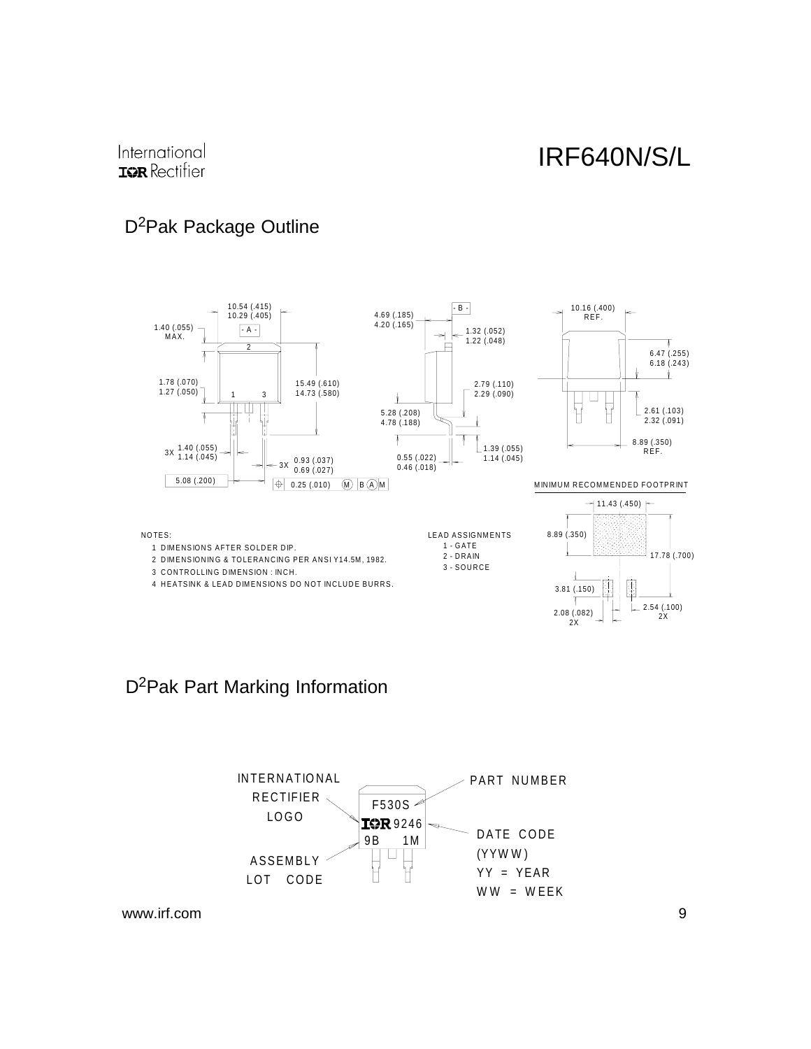## D²Pak Package Outline

NOTES:

1. DIMENSIONS AFTER SOLDER DIP.
2. DIMENSIONING & TOLERANCING PER ANSI Y14.5M, 1982.
3. CONTROLLING DIMENSION : INCH.
4. HEATSINK & LEAD DIMENSIONS DO NOT INCLUDE BURRS.

LEAD ASSIGNMENTS

- 1 - GATE
- 2 - DRAIN
- 3 - SOURCE

MINIMUM RECOMMENDED FOOTPRINT

## D²Pak Part Marking Information

- INTERNATIONAL RECTIFIER LOGO
- PART NUMBER
- DATE CODE (YYWW)
  - YY = YEAR
  - WW = WEEK
- ASSEMBLY LOT CODE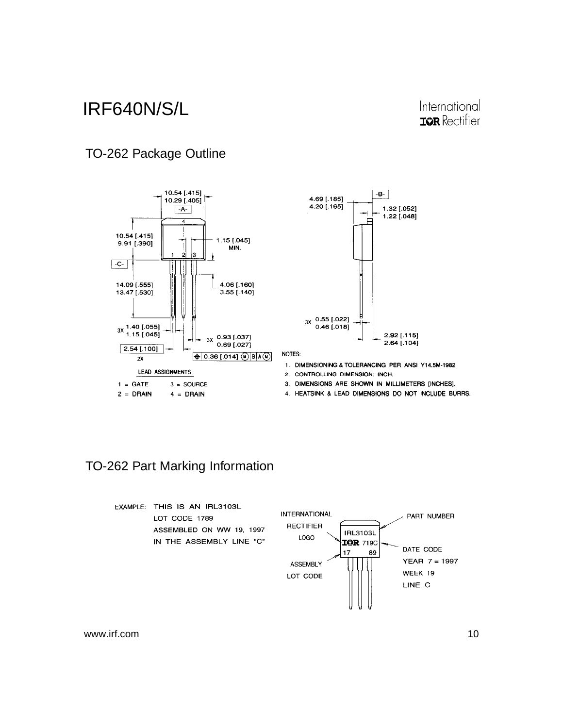## TO-262 Package Outline

10.54 [.415]
10.29 [.405]
-A-

10.54 [.415]
9.91 [.390]

1.15 [.045]
MIN.

-C-

14.09 [.555]
13.47 [.530]

4.06 [.160]
3.55 [.140]

3X 1.40 [.055]
1.15 [.045]

3X 0.93 [.037]
0.69 [.027]

2.54 [.100]
2X

0.36 [.014] (M) B A (M)

4.69 [.185]
4.20 [.165]

-B-

1.32 [.052]
1.22 [.048]

3X 0.55 [.022]
0.46 [.018]

2.92 [.115]
2.64 [.104]

LEAD ASSIGNMENTS

1 = GATE  3 = SOURCE
2 = DRAIN  4 = DRAIN

NOTES:

1. DIMENSIONING & TOLERANCING PER ANSI Y14.5M-1982
2. CONTROLLING DIMENSION: INCH.
3. DIMENSIONS ARE SHOWN IN MILLIMETERS [INCHES].
4. HEATSINK & LEAD DIMENSIONS DO NOT INCLUDE BURRS.

## TO-262 Part Marking Information

EXAMPLE: THIS IS AN IRL3103L
LOT CODE 1789
ASSEMBLED ON WW 19, 1997
IN THE ASSEMBLY LINE "C"

INTERNATIONAL RECTIFIER LOGO

ASSEMBLY LOT CODE

IRL3103L
IOR 719C
17 89

PART NUMBER

DATE CODE
YEAR 7 = 1997
WEEK 19
LINE C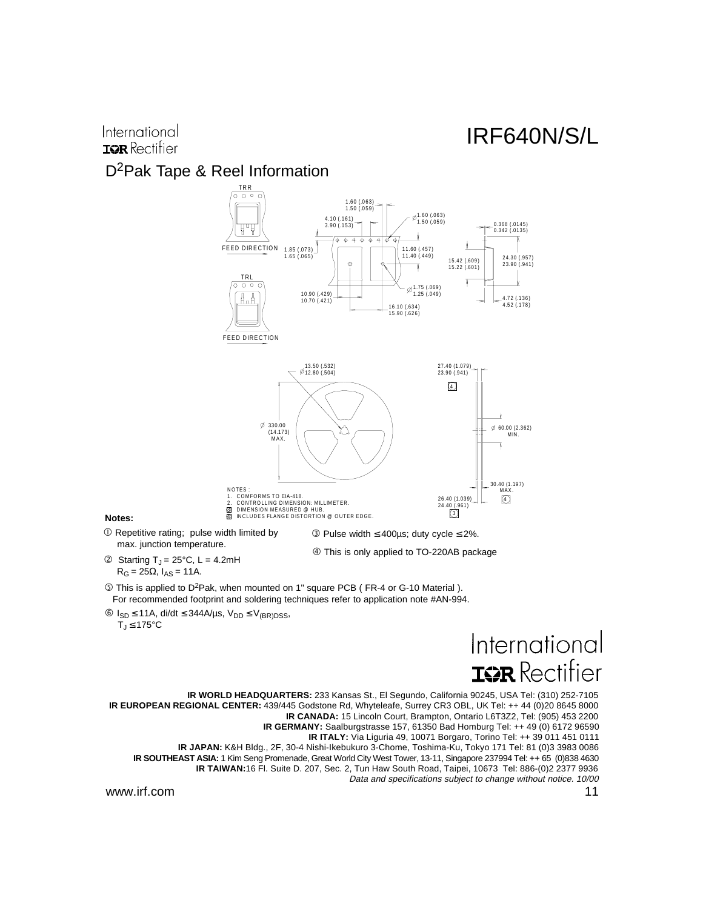## D²Pak Tape & Reel Information

TRR

FEED DIRECTION

TRL

FEED DIRECTION

1.60 (.063)
1.50 (.059)

4.10 (.161)
3.90 (.153)

∅ 1.60 (.063)
1.50 (.059)

0.368 (.0145)
0.342 (.0135)

1.85 (.073)
1.65 (.065)

11.60 (.457)
11.40 (.449)

15.42 (.609)
15.22 (.601)

24.30 (.957)
23.90 (.941)

∅ 1.75 (.069)
1.25 (.049)

10.90 (.429)
10.70 (.421)

16.10 (.634)
15.90 (.626)

4.72 (.136)
4.52 (.178)

13.50 (.532)
∅ 12.80 (.504)

27.40 (1.079)
23.90 (.941)

4

∅ 330.00
(14.173)
MAX.

∅ 60.00 (2.362)
MIN.

30.40 (1.197)
MAX.

4

26.40 (1.039)
24.40 (.961)

3

NOTES :
1. COMFORMS TO EIA-418.
2. CONTROLLING DIMENSION: MILLIMETER.
3 DIMENSION MEASURED @ HUB.
4 INCLUDES FLANGE DISTORTION @ OUTER EDGE.

**Notes:**

① Repetitive rating; pulse width limited by max. junction temperature.

② Starting $T_J$ = 25°C, L = 4.2mH $R_G$ = 25Ω, $I_{AS}$ = 11A.

③ Pulse width ≤ 400µs; duty cycle ≤ 2%.

④ This is only applied to TO-220AB package

⑤ This is applied to D²Pak, when mounted on 1" square PCB ( FR-4 or G-10 Material ). For recommended footprint and soldering techniques refer to application note #AN-994.

⑥ $I_{SD}$ ≤ 11A, di/dt ≤ 344A/µs, $V_{DD}$ ≤ $V_{(BR)DSS}$, $T_J$ ≤ 175°C

International
IOR Rectifier

**IR WORLD HEADQUARTERS:** 233 Kansas St., El Segundo, California 90245, USA Tel: (310) 252-7105
**IR EUROPEAN REGIONAL CENTER:** 439/445 Godstone Rd, Whyteleafe, Surrey CR3 OBL, UK Tel: ++ 44 (0)20 8645 8000
**IR CANADA:** 15 Lincoln Court, Brampton, Ontario L6T3Z2, Tel: (905) 453 2200
**IR GERMANY:** Saalburgstrasse 157, 61350 Bad Homburg Tel: ++ 49 (0) 6172 96590
**IR ITALY:** Via Liguria 49, 10071 Borgaro, Torino Tel: ++ 39 011 451 0111
**IR JAPAN:** K&H Bldg., 2F, 30-4 Nishi-Ikebukuro 3-Chome, Toshima-Ku, Tokyo 171 Tel: 81 (0)3 3983 0086
**IR SOUTHEAST ASIA:** 1 Kim Seng Promenade, Great World City West Tower, 13-11, Singapore 237994 Tel: ++ 65 (0)838 4630
**IR TAIWAN:** 16 Fl. Suite D. 207, Sec. 2, Tun Haw South Road, Taipei, 10673 Tel: 886-(0)2 2377 9936
*Data and specifications subject to change without notice. 10/00*

www.irf.com